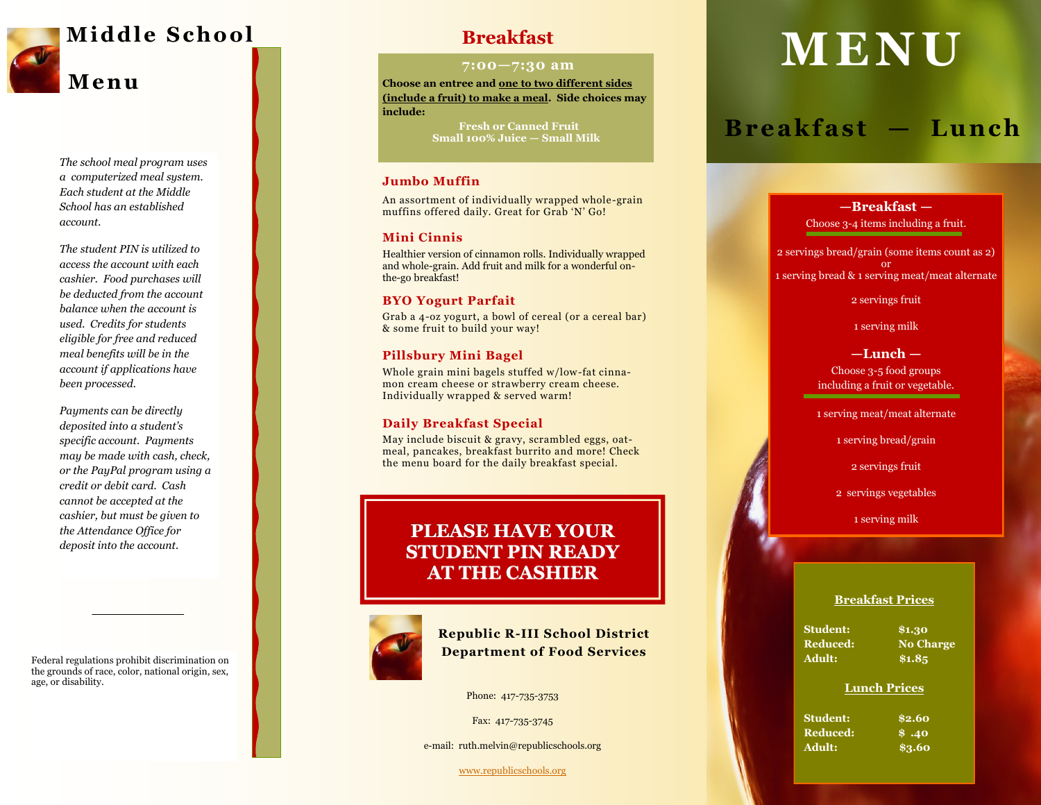# Middle School Menu

*The school meal program uses a computerized meal system. Each student at the Middle School has an established account.*

*The student PIN is utilized to access the account with each cashier. Food purchases will be deducted from the account balance when the account is used. Credits for students eligible for free and reduced meal benefits will be in the account if applications have been processed.*

*Payments can be directly deposited into a student's specific account. Payments may be made with cash, check, or the PayPal program using a credit or debit card. Cash cannot be accepted at the cashier, but must be given to the Attendance Office for deposit into the account.*

Federal regulations prohibit discrimination on the grounds of race, color, national origin, sex, age, or disability.

## Breakfast

**7:00—7:30 am**

**Choose an entree and <u>one to two different sides (include a fruit) to make a meal</u>. Side choices may include:**

**Fresh or Canned Fruit**
**Small 100% Juice — Small Milk**

### Jumbo Muffin

An assortment of individually wrapped whole-grain muffins offered daily. Great for Grab 'N' Go!

### Mini Cinnis

Healthier version of cinnamon rolls. Individually wrapped and whole-grain. Add fruit and milk for a wonderful on-the-go breakfast!

### BYO Yogurt Parfait

Grab a 4-oz yogurt, a bowl of cereal (or a cereal bar) & some fruit to build your way!

### Pillsbury Mini Bagel

Whole grain mini bagels stuffed w/low-fat cinnamon cream cheese or strawberry cream cheese. Individually wrapped & served warm!

### Daily Breakfast Special

May include biscuit & gravy, scrambled eggs, oatmeal, pancakes, breakfast burrito and more! Check the menu board for the daily breakfast special.

**PLEASE HAVE YOUR STUDENT PIN READY AT THE CASHIER**

**Republic R-III School District**
**Department of Food Services**

Phone: 417-735-3753

Fax: 417-735-3745

e-mail: ruth.melvin@republicschools.org

www.republicschools.org

# MENU

## Breakfast — Lunch

**—Breakfast —**

Choose 3-4 items including a fruit.

2 servings bread/grain (some items count as 2)
or
1 serving bread & 1 serving meat/meat alternate

2 servings fruit

1 serving milk

**—Lunch —**

Choose 3-5 food groups including a fruit or vegetable.

1 serving meat/meat alternate

1 serving bread/grain

2 servings fruit

2 servings vegetables

1 serving milk

**<u>Breakfast Prices</u>**

| | |
|---|---|
| **Student:** | **$1.30** |
| **Reduced:** | **No Charge** |
| **Adult:** | **$1.85** |

**<u>Lunch Prices</u>**

| | |
|---|---|
| **Student:** | **$2.60** |
| **Reduced:** | **$ .40** |
| **Adult:** | **$3.60** |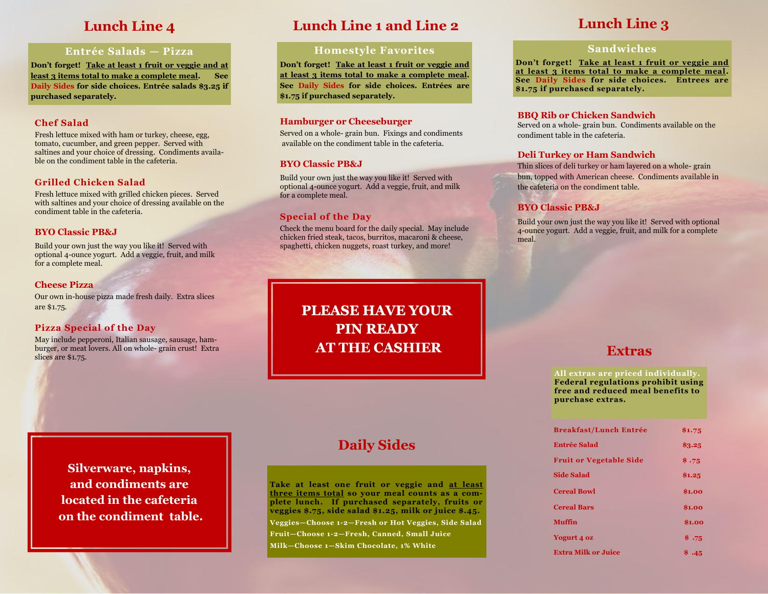# Lunch Line 4

## Entrée Salads — Pizza

**Don't forget! Take at least 1 fruit or veggie and at least 3 items total to make a complete meal. See Daily Sides for side choices. Entrée salads $3.25 if purchased separately.**

### Chef Salad

Fresh lettuce mixed with ham or turkey, cheese, egg, tomato, cucumber, and green pepper. Served with saltines and your choice of dressing. Condiments available on the condiment table in the cafeteria.

### Grilled Chicken Salad

Fresh lettuce mixed with grilled chicken pieces. Served with saltines and your choice of dressing available on the condiment table in the cafeteria.

### BYO Classic PB&J

Build your own just the way you like it! Served with optional 4-ounce yogurt. Add a veggie, fruit, and milk for a complete meal.

### Cheese Pizza

Our own in-house pizza made fresh daily. Extra slices are $1.75.

### Pizza Special of the Day

May include pepperoni, Italian sausage, sausage, hamburger, or meat lovers. All on whole- grain crust! Extra slices are $1.75.

**Silverware, napkins, and condiments are located in the cafeteria on the condiment table.**

# Lunch Line 1 and Line 2

## Homestyle Favorites

**Don't forget! Take at least 1 fruit or veggie and at least 3 items total to make a complete meal. See Daily Sides for side choices. Entrées are $1.75 if purchased separately.**

### Hamburger or Cheeseburger

Served on a whole- grain bun. Fixings and condiments available on the condiment table in the cafeteria.

### BYO Classic PB&J

Build your own just the way you like it! Served with optional 4-ounce yogurt. Add a veggie, fruit, and milk for a complete meal.

### Special of the Day

Check the menu board for the daily special. May include chicken fried steak, tacos, burritos, macaroni & cheese, spaghetti, chicken nuggets, roast turkey, and more!

**PLEASE HAVE YOUR PIN READY AT THE CASHIER**

# Daily Sides

**Take at least one fruit or veggie and at least three items total so your meal counts as a complete lunch. If purchased separately, fruits or veggies $.75, side salad $1.25, milk or juice $.45.**

**Veggies—Choose 1-2—Fresh or Hot Veggies, Side Salad**

**Fruit—Choose 1-2—Fresh, Canned, Small Juice**

**Milk—Choose 1—Skim Chocolate, 1% White**

# Lunch Line 3

## Sandwiches

**Don't forget! Take at least 1 fruit or veggie and at least 3 items total to make a complete meal. See Daily Sides for side choices. Entrees are $1.75 if purchased separately.**

### BBQ Rib or Chicken Sandwich

Served on a whole- grain bun. Condiments available on the condiment table in the cafeteria.

### Deli Turkey or Ham Sandwich

Thin slices of deli turkey or ham layered on a whole- grain bun, topped with American cheese. Condiments available in the cafeteria on the condiment table.

### BYO Classic PB&J

Build your own just the way you like it! Served with optional 4-ounce yogurt. Add a veggie, fruit, and milk for a complete meal.

# Extras

**All extras are priced individually. Federal regulations prohibit using free and reduced meal benefits to purchase extras.**

| | |
|---|---|
| Breakfast/Lunch Entrée | $1.75 |
| Entrée Salad | $3.25 |
| Fruit or Vegetable Side | $ .75 |
| Side Salad | $1.25 |
| Cereal Bowl | $1.00 |
| Cereal Bars | $1.00 |
| Muffin | $1.00 |
| Yogurt 4 oz | $ .75 |
| Extra Milk or Juice | $ .45 |